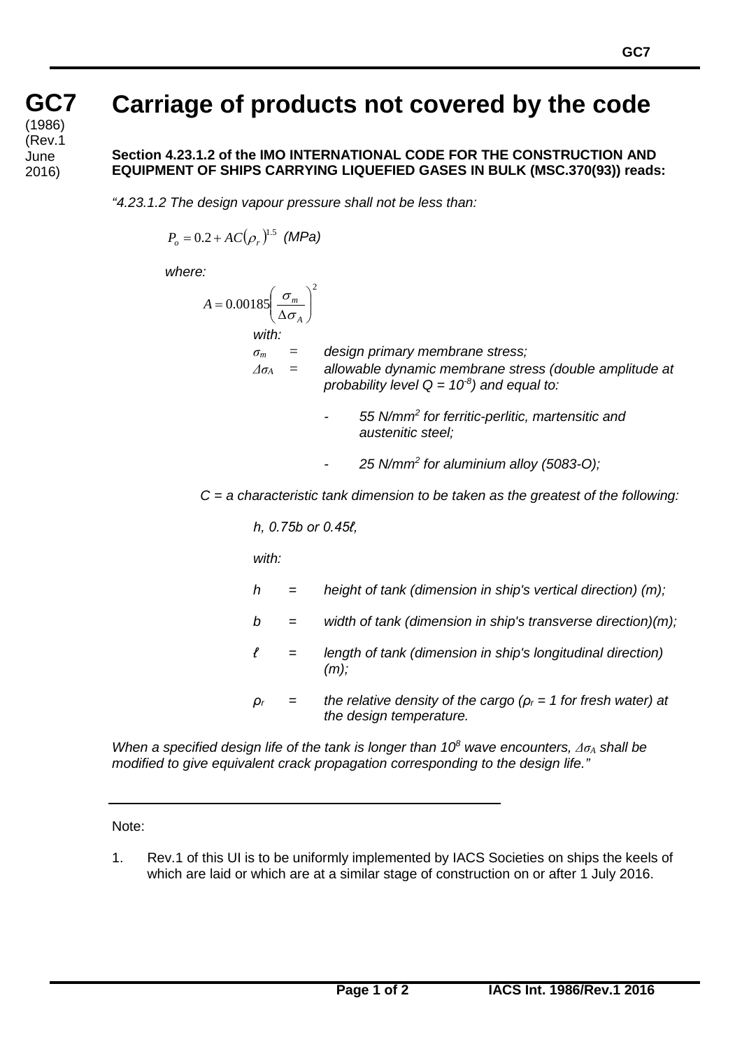# GC7 Carriage of products not covered by the code

(1986)
(Rev.1
June
2016)

**Section 4.23.1.2 of the IMO INTERNATIONAL CODE FOR THE CONSTRUCTION AND EQUIPMENT OF SHIPS CARRYING LIQUEFIED GASES IN BULK (MSC.370(93)) reads:**

*"4.23.1.2 The design vapour pressure shall not be less than:*

$$P_o = 0.2 + AC(\rho_r)^{1.5} \text{ (MPa)}$$

*where:*

$$A = 0.00185\left(\frac{\sigma_m}{\Delta\sigma_A}\right)^2$$

*with:*

$\sigma_m$ = *design primary membrane stress;*

$\Delta\sigma_A$ = *allowable dynamic membrane stress (double amplitude at probability level $Q = 10^{-8}$) and equal to:*

- *55 $N/mm^2$ for ferritic-perlitic, martensitic and austenitic steel;*
- *25 $N/mm^2$ for aluminium alloy (5083-O);*

*C = a characteristic tank dimension to be taken as the greatest of the following:*

*h, 0.75b or 0.45ℓ,*

*with:*

*h* = *height of tank (dimension in ship's vertical direction) (m);*

*b* = *width of tank (dimension in ship's transverse direction)(m);*

*ℓ* = *length of tank (dimension in ship's longitudinal direction) (m);*

$\rho_r$ = *the relative density of the cargo ($\rho_r = 1$ for fresh water) at the design temperature.*

*When a specified design life of the tank is longer than $10^8$ wave encounters, $\Delta\sigma_A$ shall be modified to give equivalent crack propagation corresponding to the design life."*

---

Note:

1. Rev.1 of this UI is to be uniformly implemented by IACS Societies on ships the keels of which are laid or which are at a similar stage of construction on or after 1 July 2016.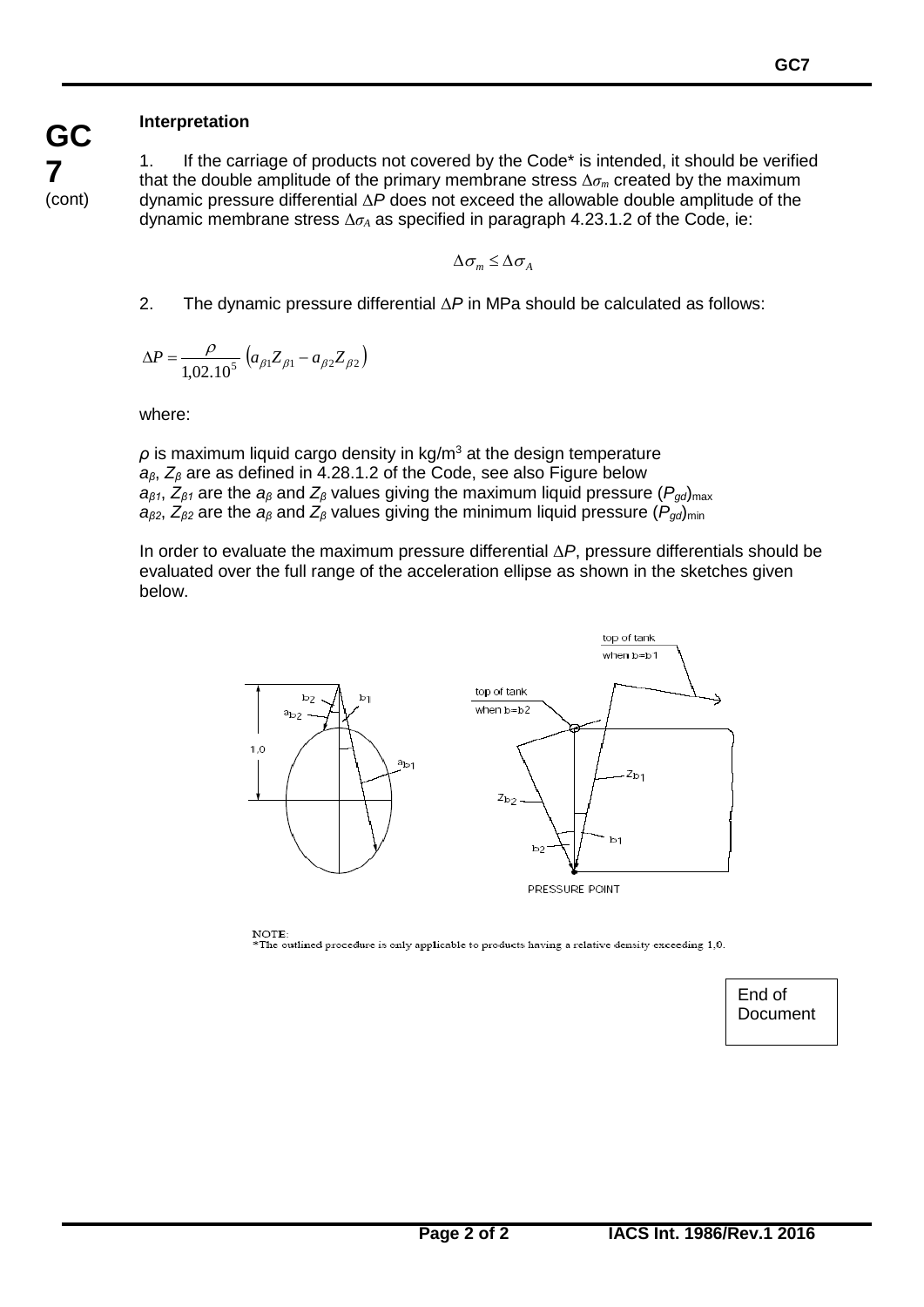**Interpretation**

1. If the carriage of products not covered by the Code* is intended, it should be verified that the double amplitude of the primary membrane stress $\Delta\sigma_m$ created by the maximum dynamic pressure differential $\Delta P$ does not exceed the allowable double amplitude of the dynamic membrane stress $\Delta\sigma_A$ as specified in paragraph 4.23.1.2 of the Code, ie:

$$\Delta\sigma_m \leq \Delta\sigma_A$$

2. The dynamic pressure differential $\Delta P$ in MPa should be calculated as follows:

$$\Delta P = \frac{\rho}{1{,}02.10^5}\left(a_{\beta 1}Z_{\beta 1} - a_{\beta 2}Z_{\beta 2}\right)$$

where:

$\rho$ is maximum liquid cargo density in kg/m$^3$ at the design temperature
$a_\beta$, $Z_\beta$ are as defined in 4.28.1.2 of the Code, see also Figure below
$a_{\beta 1}$, $Z_{\beta 1}$ are the $a_\beta$ and $Z_\beta$ values giving the maximum liquid pressure $(P_{gd})_{max}$
$a_{\beta 2}$, $Z_{\beta 2}$ are the $a_\beta$ and $Z_\beta$ values giving the minimum liquid pressure $(P_{gd})_{min}$

In order to evaluate the maximum pressure differential $\Delta P$, pressure differentials should be evaluated over the full range of the acceleration ellipse as shown in the sketches given below.

b2
b1
ab2
1,0
ab1

top of tank when b=b1
top of tank when b=b2
Zb1
Zb2
b1
b2
PRESSURE POINT

NOTE:
*The outlined procedure is only applicable to products having a relative density exceeding 1,0.

End of Document